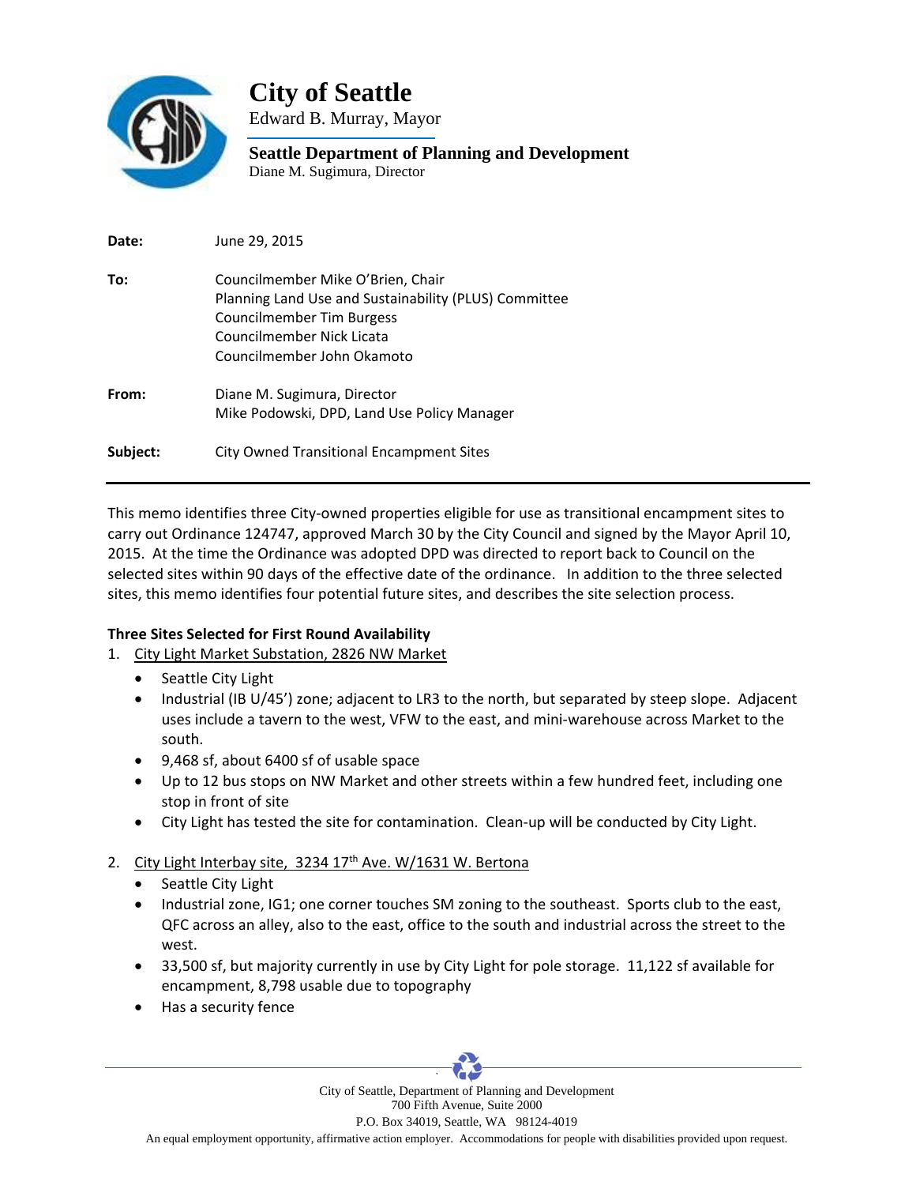# City of Seattle

Edward B. Murray, Mayor

## Seattle Department of Planning and Development

Diane M. Sugimura, Director

**Date:** June 29, 2015

**To:** Councilmember Mike O'Brien, Chair
Planning Land Use and Sustainability (PLUS) Committee
Councilmember Tim Burgess
Councilmember Nick Licata
Councilmember John Okamoto

**From:** Diane M. Sugimura, Director
Mike Podowski, DPD, Land Use Policy Manager

**Subject:** City Owned Transitional Encampment Sites

---

This memo identifies three City-owned properties eligible for use as transitional encampment sites to carry out Ordinance 124747, approved March 30 by the City Council and signed by the Mayor April 10, 2015. At the time the Ordinance was adopted DPD was directed to report back to Council on the selected sites within 90 days of the effective date of the ordinance. In addition to the three selected sites, this memo identifies four potential future sites, and describes the site selection process.

**Three Sites Selected for First Round Availability**

1. City Light Market Substation, 2826 NW Market
   - Seattle City Light
   - Industrial (IB U/45') zone; adjacent to LR3 to the north, but separated by steep slope. Adjacent uses include a tavern to the west, VFW to the east, and mini-warehouse across Market to the south.
   - 9,468 sf, about 6400 sf of usable space
   - Up to 12 bus stops on NW Market and other streets within a few hundred feet, including one stop in front of site
   - City Light has tested the site for contamination. Clean-up will be conducted by City Light.

2. City Light Interbay site, 3234 17th Ave. W/1631 W. Bertona
   - Seattle City Light
   - Industrial zone, IG1; one corner touches SM zoning to the southeast. Sports club to the east, QFC across an alley, also to the east, office to the south and industrial across the street to the west.
   - 33,500 sf, but majority currently in use by City Light for pole storage. 11,122 sf available for encampment, 8,798 usable due to topography
   - Has a security fence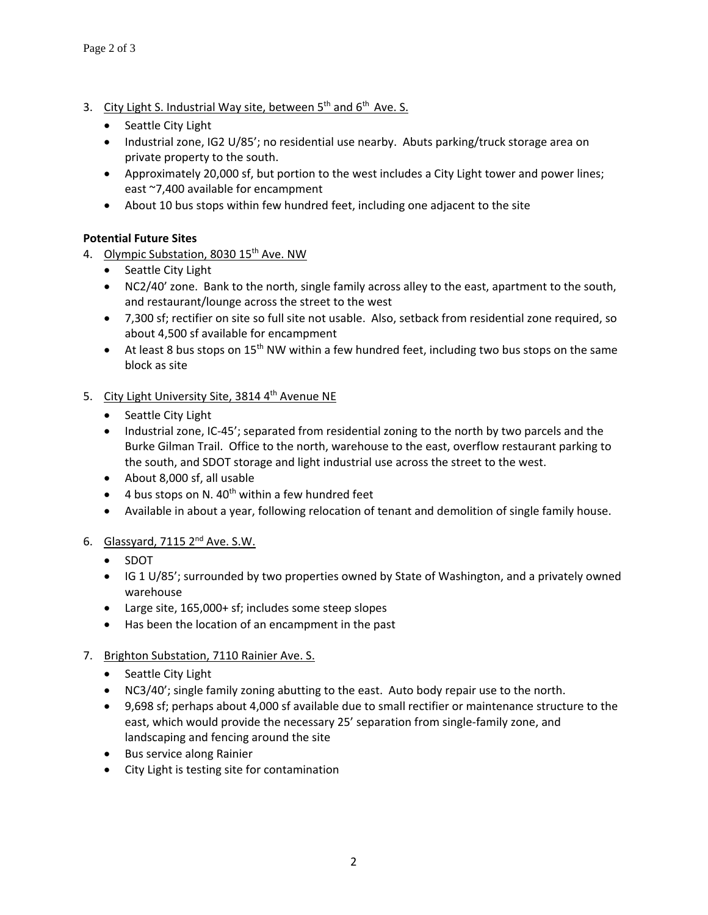3. <u>City Light S. Industrial Way site, between 5th and 6th Ave. S.</u>
   - Seattle City Light
   - Industrial zone, IG2 U/85'; no residential use nearby. Abuts parking/truck storage area on private property to the south.
   - Approximately 20,000 sf, but portion to the west includes a City Light tower and power lines; east ~7,400 available for encampment
   - About 10 bus stops within few hundred feet, including one adjacent to the site

**Potential Future Sites**

4. <u>Olympic Substation, 8030 15th Ave. NW</u>
   - Seattle City Light
   - NC2/40' zone. Bank to the north, single family across alley to the east, apartment to the south, and restaurant/lounge across the street to the west
   - 7,300 sf; rectifier on site so full site not usable. Also, setback from residential zone required, so about 4,500 sf available for encampment
   - At least 8 bus stops on 15th NW within a few hundred feet, including two bus stops on the same block as site

5. <u>City Light University Site, 3814 4th Avenue NE</u>
   - Seattle City Light
   - Industrial zone, IC-45'; separated from residential zoning to the north by two parcels and the Burke Gilman Trail. Office to the north, warehouse to the east, overflow restaurant parking to the south, and SDOT storage and light industrial use across the street to the west.
   - About 8,000 sf, all usable
   - 4 bus stops on N. 40th within a few hundred feet
   - Available in about a year, following relocation of tenant and demolition of single family house.

6. <u>Glassyard, 7115 2nd Ave. S.W.</u>
   - SDOT
   - IG 1 U/85'; surrounded by two properties owned by State of Washington, and a privately owned warehouse
   - Large site, 165,000+ sf; includes some steep slopes
   - Has been the location of an encampment in the past

7. <u>Brighton Substation, 7110 Rainier Ave. S.</u>
   - Seattle City Light
   - NC3/40'; single family zoning abutting to the east. Auto body repair use to the north.
   - 9,698 sf; perhaps about 4,000 sf available due to small rectifier or maintenance structure to the east, which would provide the necessary 25' separation from single-family zone, and landscaping and fencing around the site
   - Bus service along Rainier
   - City Light is testing site for contamination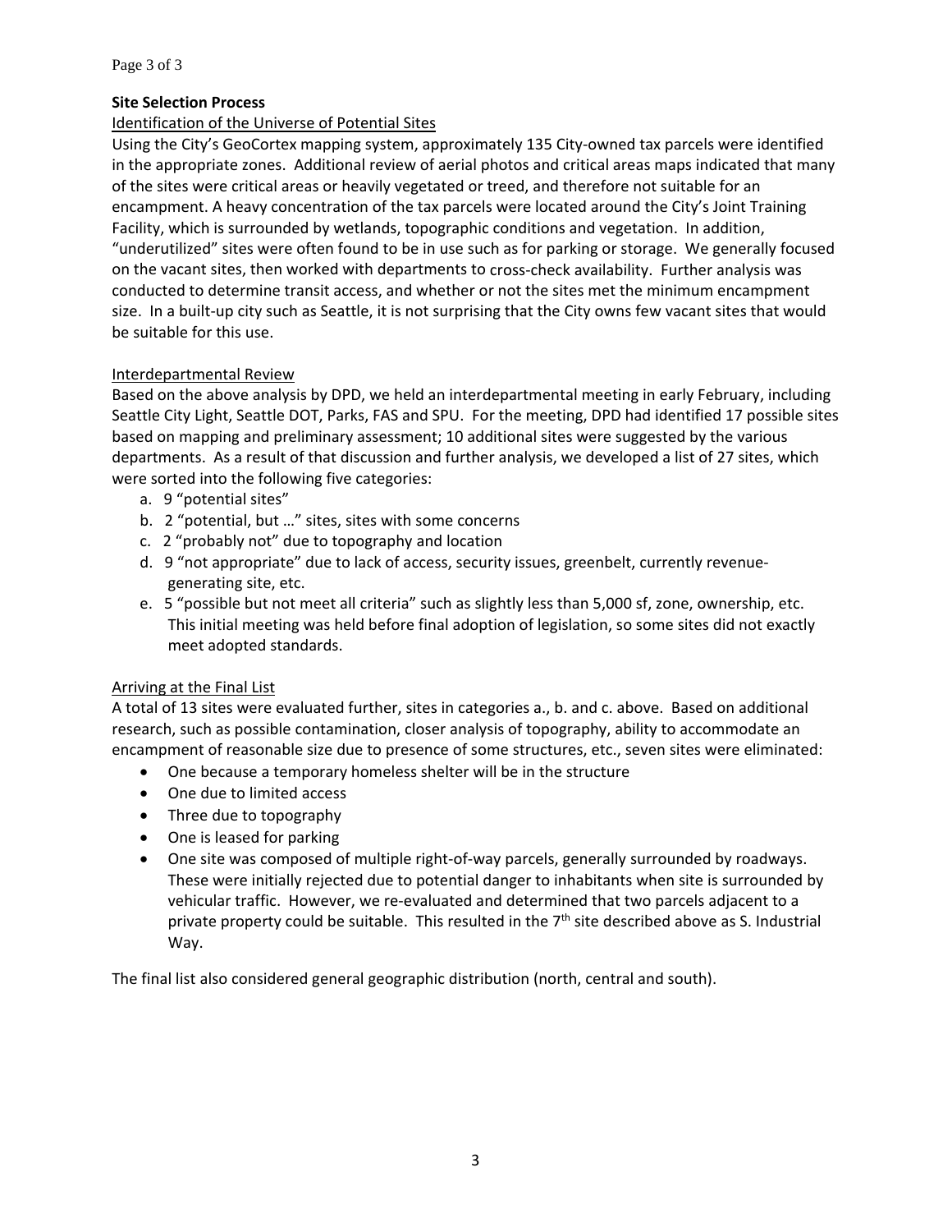**Site Selection Process**

Identification of the Universe of Potential Sites

Using the City's GeoCortex mapping system, approximately 135 City-owned tax parcels were identified in the appropriate zones. Additional review of aerial photos and critical areas maps indicated that many of the sites were critical areas or heavily vegetated or treed, and therefore not suitable for an encampment. A heavy concentration of the tax parcels were located around the City's Joint Training Facility, which is surrounded by wetlands, topographic conditions and vegetation. In addition, "underutilized" sites were often found to be in use such as for parking or storage. We generally focused on the vacant sites, then worked with departments to cross-check availability. Further analysis was conducted to determine transit access, and whether or not the sites met the minimum encampment size. In a built-up city such as Seattle, it is not surprising that the City owns few vacant sites that would be suitable for this use.

Interdepartmental Review

Based on the above analysis by DPD, we held an interdepartmental meeting in early February, including Seattle City Light, Seattle DOT, Parks, FAS and SPU. For the meeting, DPD had identified 17 possible sites based on mapping and preliminary assessment; 10 additional sites were suggested by the various departments. As a result of that discussion and further analysis, we developed a list of 27 sites, which were sorted into the following five categories:

a. 9 "potential sites"
b. 2 "potential, but …" sites, sites with some concerns
c. 2 "probably not" due to topography and location
d. 9 "not appropriate" due to lack of access, security issues, greenbelt, currently revenue-generating site, etc.
e. 5 "possible but not meet all criteria" such as slightly less than 5,000 sf, zone, ownership, etc. This initial meeting was held before final adoption of legislation, so some sites did not exactly meet adopted standards.

Arriving at the Final List

A total of 13 sites were evaluated further, sites in categories a., b. and c. above. Based on additional research, such as possible contamination, closer analysis of topography, ability to accommodate an encampment of reasonable size due to presence of some structures, etc., seven sites were eliminated:

- One because a temporary homeless shelter will be in the structure
- One due to limited access
- Three due to topography
- One is leased for parking
- One site was composed of multiple right-of-way parcels, generally surrounded by roadways. These were initially rejected due to potential danger to inhabitants when site is surrounded by vehicular traffic. However, we re-evaluated and determined that two parcels adjacent to a private property could be suitable. This resulted in the 7th site described above as S. Industrial Way.

The final list also considered general geographic distribution (north, central and south).